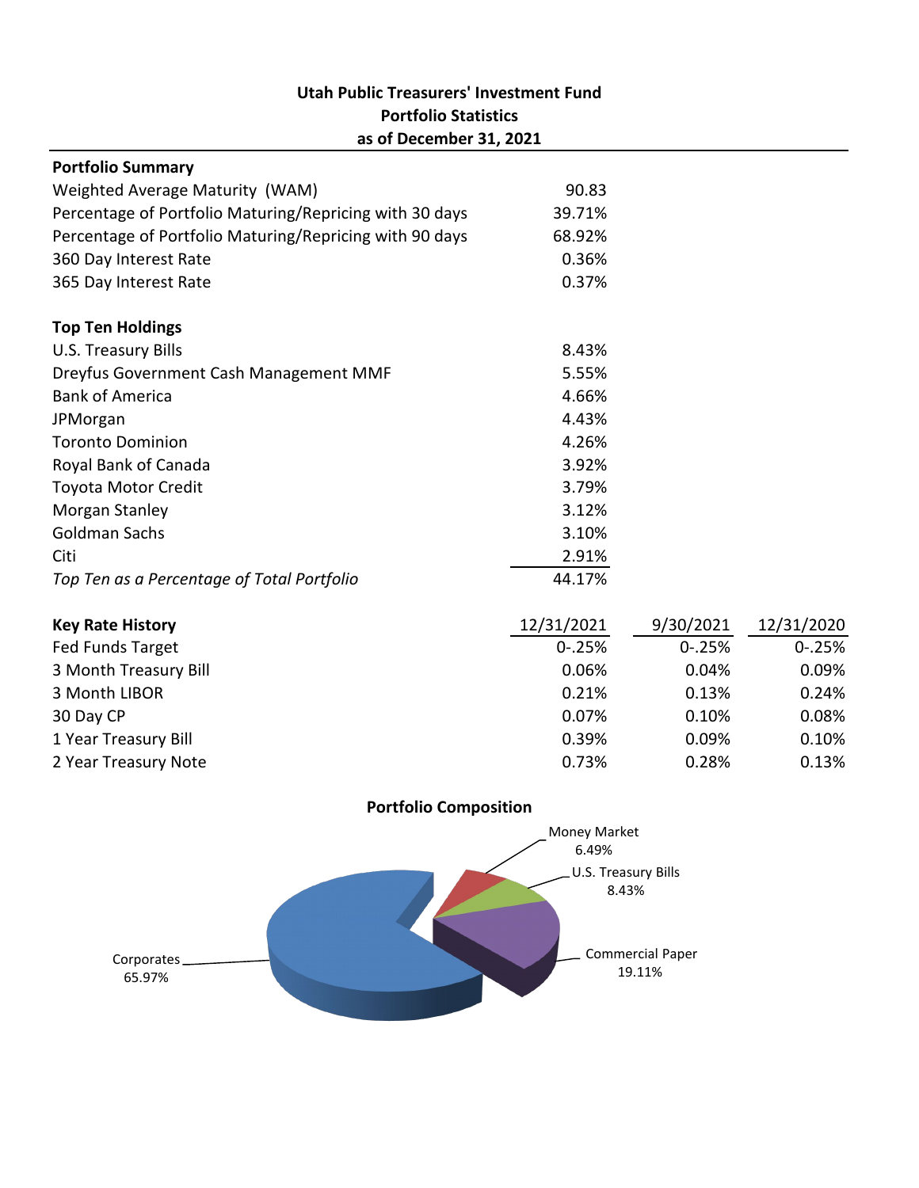# Utah Public Treasurers' Investment Fund
## Portfolio Statistics
### as of December 31, 2021

| **Portfolio Summary** | |
|---|---|
| Weighted Average Maturity (WAM) | 90.83 |
| Percentage of Portfolio Maturing/Repricing with 30 days | 39.71% |
| Percentage of Portfolio Maturing/Repricing with 90 days | 68.92% |
| 360 Day Interest Rate | 0.36% |
| 365 Day Interest Rate | 0.37% |

| **Top Ten Holdings** | |
|---|---|
| U.S. Treasury Bills | 8.43% |
| Dreyfus Government Cash Management MMF | 5.55% |
| Bank of America | 4.66% |
| JPMorgan | 4.43% |
| Toronto Dominion | 4.26% |
| Royal Bank of Canada | 3.92% |
| Toyota Motor Credit | 3.79% |
| Morgan Stanley | 3.12% |
| Goldman Sachs | 3.10% |
| Citi | 2.91% |
| *Top Ten as a Percentage of Total Portfolio* | 44.17% |

| **Key Rate History** | 12/31/2021 | 9/30/2021 | 12/31/2020 |
|---|---|---|---|
| Fed Funds Target | 0-.25% | 0-.25% | 0-.25% |
| 3 Month Treasury Bill | 0.06% | 0.04% | 0.09% |
| 3 Month LIBOR | 0.21% | 0.13% | 0.24% |
| 30 Day CP | 0.07% | 0.10% | 0.08% |
| 1 Year Treasury Bill | 0.39% | 0.09% | 0.10% |
| 2 Year Treasury Note | 0.73% | 0.28% | 0.13% |

**Portfolio Composition**

| Category | Percentage |
|---|---|
| Corporates | 65.97% |
| Commercial Paper | 19.11% |
| U.S. Treasury Bills | 8.43% |
| Money Market | 6.49% |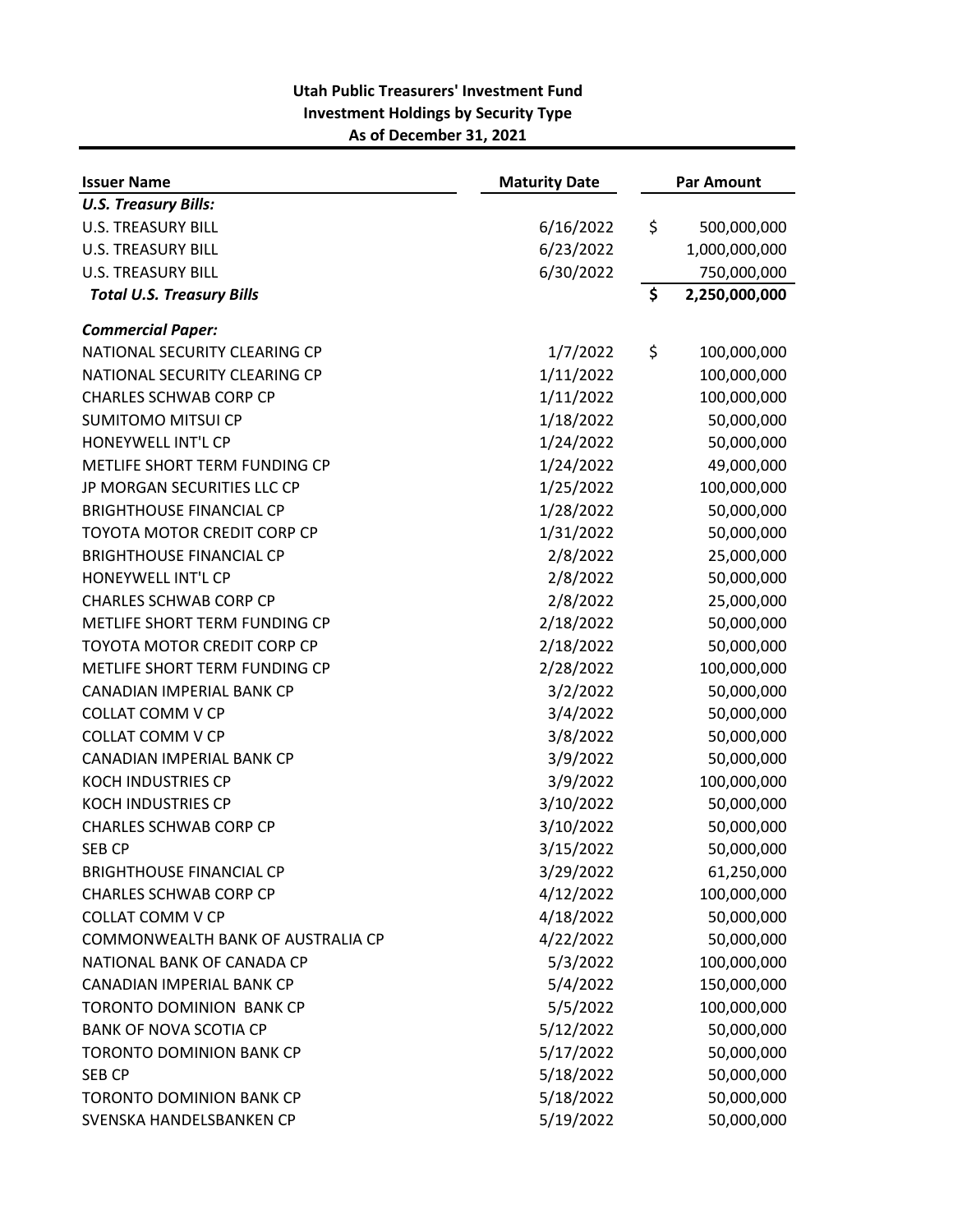**Utah Public Treasurers' Investment Fund**
**Investment Holdings by Security Type**
**As of December 31, 2021**

| Issuer Name | Maturity Date | Par Amount |
|---|---|---|
| ***U.S. Treasury Bills:*** | | |
| U.S. TREASURY BILL | 6/16/2022 | $ 500,000,000 |
| U.S. TREASURY BILL | 6/23/2022 | 1,000,000,000 |
| U.S. TREASURY BILL | 6/30/2022 | 750,000,000 |
| ***Total U.S. Treasury Bills*** | | **$ 2,250,000,000** |
| ***Commercial Paper:*** | | |
| NATIONAL SECURITY CLEARING CP | 1/7/2022 | $ 100,000,000 |
| NATIONAL SECURITY CLEARING CP | 1/11/2022 | 100,000,000 |
| CHARLES SCHWAB CORP CP | 1/11/2022 | 100,000,000 |
| SUMITOMO MITSUI CP | 1/18/2022 | 50,000,000 |
| HONEYWELL INT'L CP | 1/24/2022 | 50,000,000 |
| METLIFE SHORT TERM FUNDING CP | 1/24/2022 | 49,000,000 |
| JP MORGAN SECURITIES LLC CP | 1/25/2022 | 100,000,000 |
| BRIGHTHOUSE FINANCIAL CP | 1/28/2022 | 50,000,000 |
| TOYOTA MOTOR CREDIT CORP CP | 1/31/2022 | 50,000,000 |
| BRIGHTHOUSE FINANCIAL CP | 2/8/2022 | 25,000,000 |
| HONEYWELL INT'L CP | 2/8/2022 | 50,000,000 |
| CHARLES SCHWAB CORP CP | 2/8/2022 | 25,000,000 |
| METLIFE SHORT TERM FUNDING CP | 2/18/2022 | 50,000,000 |
| TOYOTA MOTOR CREDIT CORP CP | 2/18/2022 | 50,000,000 |
| METLIFE SHORT TERM FUNDING CP | 2/28/2022 | 100,000,000 |
| CANADIAN IMPERIAL BANK CP | 3/2/2022 | 50,000,000 |
| COLLAT COMM V CP | 3/4/2022 | 50,000,000 |
| COLLAT COMM V CP | 3/8/2022 | 50,000,000 |
| CANADIAN IMPERIAL BANK CP | 3/9/2022 | 50,000,000 |
| KOCH INDUSTRIES CP | 3/9/2022 | 100,000,000 |
| KOCH INDUSTRIES CP | 3/10/2022 | 50,000,000 |
| CHARLES SCHWAB CORP CP | 3/10/2022 | 50,000,000 |
| SEB CP | 3/15/2022 | 50,000,000 |
| BRIGHTHOUSE FINANCIAL CP | 3/29/2022 | 61,250,000 |
| CHARLES SCHWAB CORP CP | 4/12/2022 | 100,000,000 |
| COLLAT COMM V CP | 4/18/2022 | 50,000,000 |
| COMMONWEALTH BANK OF AUSTRALIA CP | 4/22/2022 | 50,000,000 |
| NATIONAL BANK OF CANADA CP | 5/3/2022 | 100,000,000 |
| CANADIAN IMPERIAL BANK CP | 5/4/2022 | 150,000,000 |
| TORONTO DOMINION BANK CP | 5/5/2022 | 100,000,000 |
| BANK OF NOVA SCOTIA CP | 5/12/2022 | 50,000,000 |
| TORONTO DOMINION BANK CP | 5/17/2022 | 50,000,000 |
| SEB CP | 5/18/2022 | 50,000,000 |
| TORONTO DOMINION BANK CP | 5/18/2022 | 50,000,000 |
| SVENSKA HANDELSBANKEN CP | 5/19/2022 | 50,000,000 |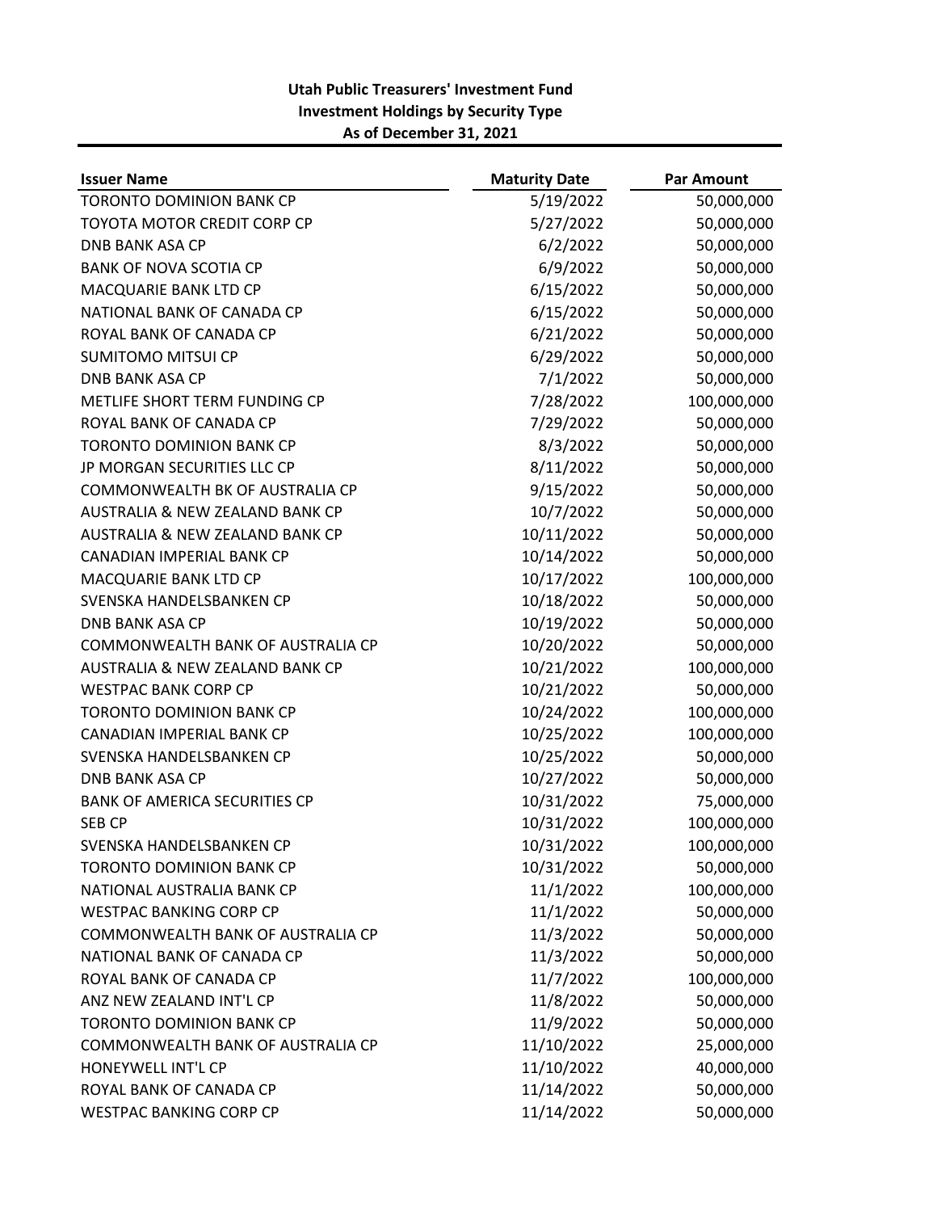**Utah Public Treasurers' Investment Fund**
**Investment Holdings by Security Type**
**As of December 31, 2021**

| Issuer Name | Maturity Date | Par Amount |
|---|---|---|
| TORONTO DOMINION BANK CP | 5/19/2022 | 50,000,000 |
| TOYOTA MOTOR CREDIT CORP CP | 5/27/2022 | 50,000,000 |
| DNB BANK ASA CP | 6/2/2022 | 50,000,000 |
| BANK OF NOVA SCOTIA CP | 6/9/2022 | 50,000,000 |
| MACQUARIE BANK LTD CP | 6/15/2022 | 50,000,000 |
| NATIONAL BANK OF CANADA CP | 6/15/2022 | 50,000,000 |
| ROYAL BANK OF CANADA CP | 6/21/2022 | 50,000,000 |
| SUMITOMO MITSUI CP | 6/29/2022 | 50,000,000 |
| DNB BANK ASA CP | 7/1/2022 | 50,000,000 |
| METLIFE SHORT TERM FUNDING CP | 7/28/2022 | 100,000,000 |
| ROYAL BANK OF CANADA CP | 7/29/2022 | 50,000,000 |
| TORONTO DOMINION BANK CP | 8/3/2022 | 50,000,000 |
| JP MORGAN SECURITIES LLC CP | 8/11/2022 | 50,000,000 |
| COMMONWEALTH BK OF AUSTRALIA CP | 9/15/2022 | 50,000,000 |
| AUSTRALIA & NEW ZEALAND BANK CP | 10/7/2022 | 50,000,000 |
| AUSTRALIA & NEW ZEALAND BANK CP | 10/11/2022 | 50,000,000 |
| CANADIAN IMPERIAL BANK CP | 10/14/2022 | 50,000,000 |
| MACQUARIE BANK LTD CP | 10/17/2022 | 100,000,000 |
| SVENSKA HANDELSBANKEN CP | 10/18/2022 | 50,000,000 |
| DNB BANK ASA CP | 10/19/2022 | 50,000,000 |
| COMMONWEALTH BANK OF AUSTRALIA CP | 10/20/2022 | 50,000,000 |
| AUSTRALIA & NEW ZEALAND BANK CP | 10/21/2022 | 100,000,000 |
| WESTPAC BANK CORP CP | 10/21/2022 | 50,000,000 |
| TORONTO DOMINION BANK CP | 10/24/2022 | 100,000,000 |
| CANADIAN IMPERIAL BANK CP | 10/25/2022 | 100,000,000 |
| SVENSKA HANDELSBANKEN CP | 10/25/2022 | 50,000,000 |
| DNB BANK ASA CP | 10/27/2022 | 50,000,000 |
| BANK OF AMERICA SECURITIES CP | 10/31/2022 | 75,000,000 |
| SEB CP | 10/31/2022 | 100,000,000 |
| SVENSKA HANDELSBANKEN CP | 10/31/2022 | 100,000,000 |
| TORONTO DOMINION BANK CP | 10/31/2022 | 50,000,000 |
| NATIONAL AUSTRALIA BANK CP | 11/1/2022 | 100,000,000 |
| WESTPAC BANKING CORP CP | 11/1/2022 | 50,000,000 |
| COMMONWEALTH BANK OF AUSTRALIA CP | 11/3/2022 | 50,000,000 |
| NATIONAL BANK OF CANADA CP | 11/3/2022 | 50,000,000 |
| ROYAL BANK OF CANADA CP | 11/7/2022 | 100,000,000 |
| ANZ NEW ZEALAND INT'L CP | 11/8/2022 | 50,000,000 |
| TORONTO DOMINION BANK CP | 11/9/2022 | 50,000,000 |
| COMMONWEALTH BANK OF AUSTRALIA CP | 11/10/2022 | 25,000,000 |
| HONEYWELL INT'L CP | 11/10/2022 | 40,000,000 |
| ROYAL BANK OF CANADA CP | 11/14/2022 | 50,000,000 |
| WESTPAC BANKING CORP CP | 11/14/2022 | 50,000,000 |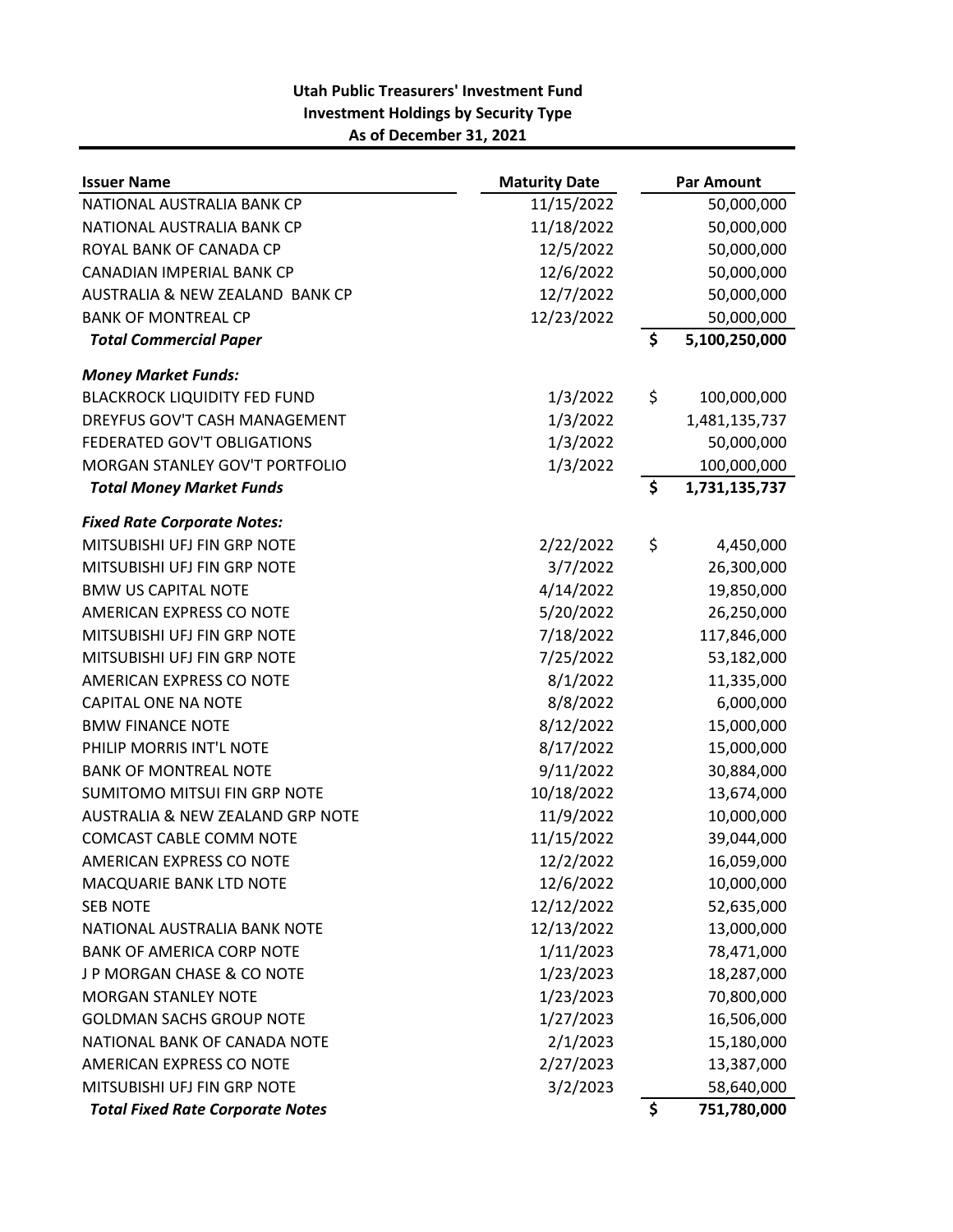**Utah Public Treasurers' Investment Fund**
**Investment Holdings by Security Type**
**As of December 31, 2021**

| Issuer Name | Maturity Date | Par Amount |
|---|---|---|
| NATIONAL AUSTRALIA BANK CP | 11/15/2022 | 50,000,000 |
| NATIONAL AUSTRALIA BANK CP | 11/18/2022 | 50,000,000 |
| ROYAL BANK OF CANADA CP | 12/5/2022 | 50,000,000 |
| CANADIAN IMPERIAL BANK CP | 12/6/2022 | 50,000,000 |
| AUSTRALIA & NEW ZEALAND BANK CP | 12/7/2022 | 50,000,000 |
| BANK OF MONTREAL CP | 12/23/2022 | 50,000,000 |
| ***Total Commercial Paper*** | | **$ 5,100,250,000** |
| ***Money Market Funds:*** | | |
| BLACKROCK LIQUIDITY FED FUND | 1/3/2022 | $ 100,000,000 |
| DREYFUS GOV'T CASH MANAGEMENT | 1/3/2022 | 1,481,135,737 |
| FEDERATED GOV'T OBLIGATIONS | 1/3/2022 | 50,000,000 |
| MORGAN STANLEY GOV'T PORTFOLIO | 1/3/2022 | 100,000,000 |
| ***Total Money Market Funds*** | | **$ 1,731,135,737** |
| ***Fixed Rate Corporate Notes:*** | | |
| MITSUBISHI UFJ FIN GRP NOTE | 2/22/2022 | $ 4,450,000 |
| MITSUBISHI UFJ FIN GRP NOTE | 3/7/2022 | 26,300,000 |
| BMW US CAPITAL NOTE | 4/14/2022 | 19,850,000 |
| AMERICAN EXPRESS CO NOTE | 5/20/2022 | 26,250,000 |
| MITSUBISHI UFJ FIN GRP NOTE | 7/18/2022 | 117,846,000 |
| MITSUBISHI UFJ FIN GRP NOTE | 7/25/2022 | 53,182,000 |
| AMERICAN EXPRESS CO NOTE | 8/1/2022 | 11,335,000 |
| CAPITAL ONE NA NOTE | 8/8/2022 | 6,000,000 |
| BMW FINANCE NOTE | 8/12/2022 | 15,000,000 |
| PHILIP MORRIS INT'L NOTE | 8/17/2022 | 15,000,000 |
| BANK OF MONTREAL NOTE | 9/11/2022 | 30,884,000 |
| SUMITOMO MITSUI FIN GRP NOTE | 10/18/2022 | 13,674,000 |
| AUSTRALIA & NEW ZEALAND GRP NOTE | 11/9/2022 | 10,000,000 |
| COMCAST CABLE COMM NOTE | 11/15/2022 | 39,044,000 |
| AMERICAN EXPRESS CO NOTE | 12/2/2022 | 16,059,000 |
| MACQUARIE BANK LTD NOTE | 12/6/2022 | 10,000,000 |
| SEB NOTE | 12/12/2022 | 52,635,000 |
| NATIONAL AUSTRALIA BANK NOTE | 12/13/2022 | 13,000,000 |
| BANK OF AMERICA CORP NOTE | 1/11/2023 | 78,471,000 |
| J P MORGAN CHASE & CO NOTE | 1/23/2023 | 18,287,000 |
| MORGAN STANLEY NOTE | 1/23/2023 | 70,800,000 |
| GOLDMAN SACHS GROUP NOTE | 1/27/2023 | 16,506,000 |
| NATIONAL BANK OF CANADA NOTE | 2/1/2023 | 15,180,000 |
| AMERICAN EXPRESS CO NOTE | 2/27/2023 | 13,387,000 |
| MITSUBISHI UFJ FIN GRP NOTE | 3/2/2023 | 58,640,000 |
| ***Total Fixed Rate Corporate Notes*** | | **$ 751,780,000** |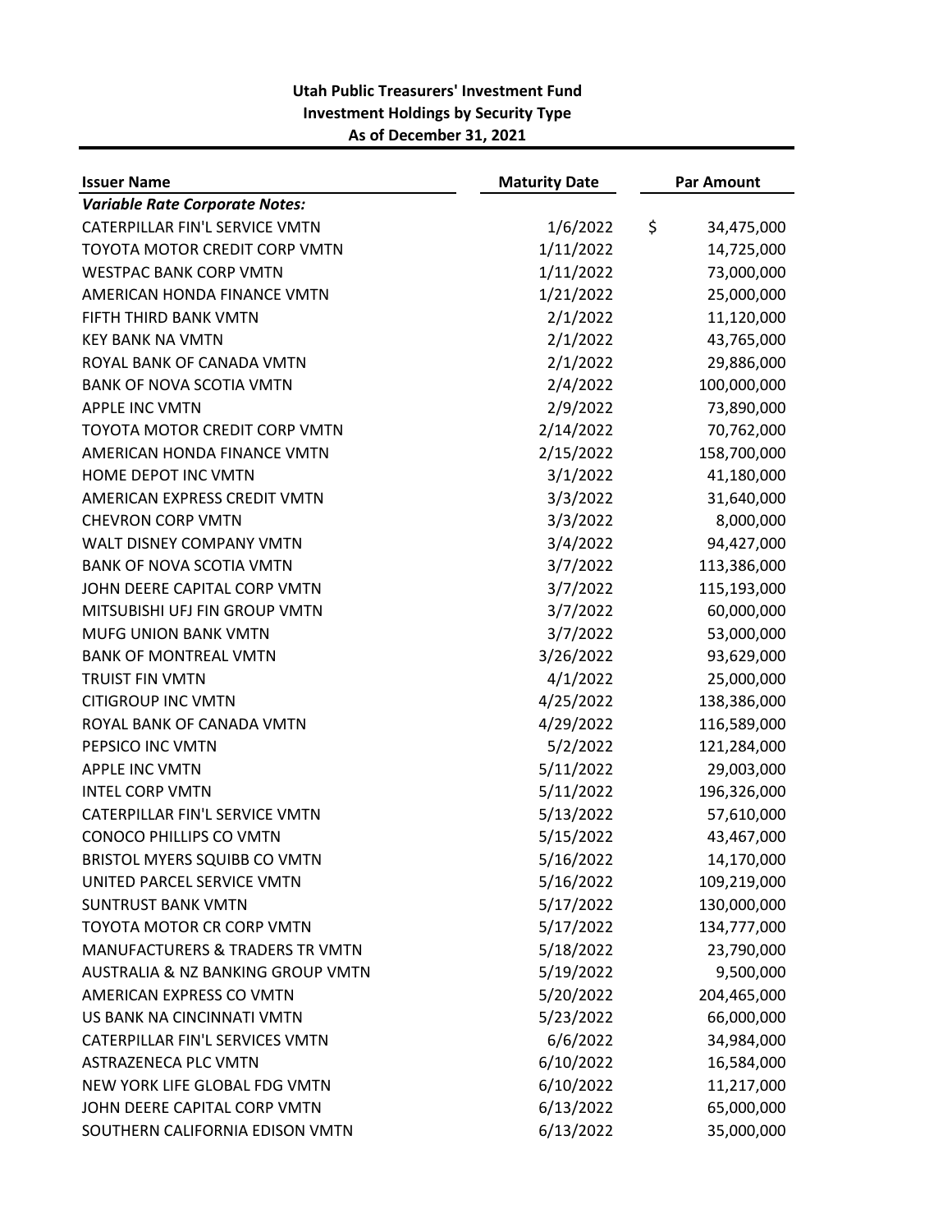**Utah Public Treasurers' Investment Fund**
**Investment Holdings by Security Type**
**As of December 31, 2021**

| Issuer Name | Maturity Date | Par Amount |
|---|---|---|
| ***Variable Rate Corporate Notes:*** | | |
| CATERPILLAR FIN'L SERVICE VMTN | 1/6/2022 | $ 34,475,000 |
| TOYOTA MOTOR CREDIT CORP VMTN | 1/11/2022 | 14,725,000 |
| WESTPAC BANK CORP VMTN | 1/11/2022 | 73,000,000 |
| AMERICAN HONDA FINANCE VMTN | 1/21/2022 | 25,000,000 |
| FIFTH THIRD BANK VMTN | 2/1/2022 | 11,120,000 |
| KEY BANK NA VMTN | 2/1/2022 | 43,765,000 |
| ROYAL BANK OF CANADA VMTN | 2/1/2022 | 29,886,000 |
| BANK OF NOVA SCOTIA VMTN | 2/4/2022 | 100,000,000 |
| APPLE INC VMTN | 2/9/2022 | 73,890,000 |
| TOYOTA MOTOR CREDIT CORP VMTN | 2/14/2022 | 70,762,000 |
| AMERICAN HONDA FINANCE VMTN | 2/15/2022 | 158,700,000 |
| HOME DEPOT INC VMTN | 3/1/2022 | 41,180,000 |
| AMERICAN EXPRESS CREDIT VMTN | 3/3/2022 | 31,640,000 |
| CHEVRON CORP VMTN | 3/3/2022 | 8,000,000 |
| WALT DISNEY COMPANY VMTN | 3/4/2022 | 94,427,000 |
| BANK OF NOVA SCOTIA VMTN | 3/7/2022 | 113,386,000 |
| JOHN DEERE CAPITAL CORP VMTN | 3/7/2022 | 115,193,000 |
| MITSUBISHI UFJ FIN GROUP VMTN | 3/7/2022 | 60,000,000 |
| MUFG UNION BANK VMTN | 3/7/2022 | 53,000,000 |
| BANK OF MONTREAL VMTN | 3/26/2022 | 93,629,000 |
| TRUIST FIN VMTN | 4/1/2022 | 25,000,000 |
| CITIGROUP INC VMTN | 4/25/2022 | 138,386,000 |
| ROYAL BANK OF CANADA VMTN | 4/29/2022 | 116,589,000 |
| PEPSICO INC VMTN | 5/2/2022 | 121,284,000 |
| APPLE INC VMTN | 5/11/2022 | 29,003,000 |
| INTEL CORP VMTN | 5/11/2022 | 196,326,000 |
| CATERPILLAR FIN'L SERVICE VMTN | 5/13/2022 | 57,610,000 |
| CONOCO PHILLIPS CO VMTN | 5/15/2022 | 43,467,000 |
| BRISTOL MYERS SQUIBB CO VMTN | 5/16/2022 | 14,170,000 |
| UNITED PARCEL SERVICE VMTN | 5/16/2022 | 109,219,000 |
| SUNTRUST BANK VMTN | 5/17/2022 | 130,000,000 |
| TOYOTA MOTOR CR CORP VMTN | 5/17/2022 | 134,777,000 |
| MANUFACTURERS & TRADERS TR VMTN | 5/18/2022 | 23,790,000 |
| AUSTRALIA & NZ BANKING GROUP VMTN | 5/19/2022 | 9,500,000 |
| AMERICAN EXPRESS CO VMTN | 5/20/2022 | 204,465,000 |
| US BANK NA CINCINNATI VMTN | 5/23/2022 | 66,000,000 |
| CATERPILLAR FIN'L SERVICES VMTN | 6/6/2022 | 34,984,000 |
| ASTRAZENECA PLC VMTN | 6/10/2022 | 16,584,000 |
| NEW YORK LIFE GLOBAL FDG VMTN | 6/10/2022 | 11,217,000 |
| JOHN DEERE CAPITAL CORP VMTN | 6/13/2022 | 65,000,000 |
| SOUTHERN CALIFORNIA EDISON VMTN | 6/13/2022 | 35,000,000 |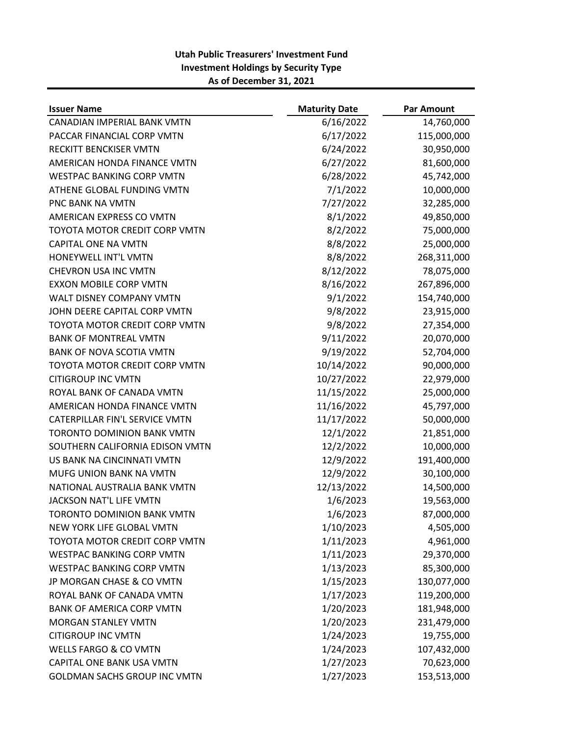**Utah Public Treasurers' Investment Fund**
**Investment Holdings by Security Type**
**As of December 31, 2021**

| Issuer Name | Maturity Date | Par Amount |
|---|---|---|
| CANADIAN IMPERIAL BANK VMTN | 6/16/2022 | 14,760,000 |
| PACCAR FINANCIAL CORP VMTN | 6/17/2022 | 115,000,000 |
| RECKITT BENCKISER VMTN | 6/24/2022 | 30,950,000 |
| AMERICAN HONDA FINANCE VMTN | 6/27/2022 | 81,600,000 |
| WESTPAC BANKING CORP VMTN | 6/28/2022 | 45,742,000 |
| ATHENE GLOBAL FUNDING VMTN | 7/1/2022 | 10,000,000 |
| PNC BANK NA VMTN | 7/27/2022 | 32,285,000 |
| AMERICAN EXPRESS CO VMTN | 8/1/2022 | 49,850,000 |
| TOYOTA MOTOR CREDIT CORP VMTN | 8/2/2022 | 75,000,000 |
| CAPITAL ONE NA VMTN | 8/8/2022 | 25,000,000 |
| HONEYWELL INT'L VMTN | 8/8/2022 | 268,311,000 |
| CHEVRON USA INC VMTN | 8/12/2022 | 78,075,000 |
| EXXON MOBILE CORP VMTN | 8/16/2022 | 267,896,000 |
| WALT DISNEY COMPANY VMTN | 9/1/2022 | 154,740,000 |
| JOHN DEERE CAPITAL CORP VMTN | 9/8/2022 | 23,915,000 |
| TOYOTA MOTOR CREDIT CORP VMTN | 9/8/2022 | 27,354,000 |
| BANK OF MONTREAL VMTN | 9/11/2022 | 20,070,000 |
| BANK OF NOVA SCOTIA VMTN | 9/19/2022 | 52,704,000 |
| TOYOTA MOTOR CREDIT CORP VMTN | 10/14/2022 | 90,000,000 |
| CITIGROUP INC VMTN | 10/27/2022 | 22,979,000 |
| ROYAL BANK OF CANADA VMTN | 11/15/2022 | 25,000,000 |
| AMERICAN HONDA FINANCE VMTN | 11/16/2022 | 45,797,000 |
| CATERPILLAR FIN'L SERVICE VMTN | 11/17/2022 | 50,000,000 |
| TORONTO DOMINION BANK VMTN | 12/1/2022 | 21,851,000 |
| SOUTHERN CALIFORNIA EDISON VMTN | 12/2/2022 | 10,000,000 |
| US BANK NA CINCINNATI VMTN | 12/9/2022 | 191,400,000 |
| MUFG UNION BANK NA VMTN | 12/9/2022 | 30,100,000 |
| NATIONAL AUSTRALIA BANK VMTN | 12/13/2022 | 14,500,000 |
| JACKSON NAT'L LIFE VMTN | 1/6/2023 | 19,563,000 |
| TORONTO DOMINION BANK VMTN | 1/6/2023 | 87,000,000 |
| NEW YORK LIFE GLOBAL VMTN | 1/10/2023 | 4,505,000 |
| TOYOTA MOTOR CREDIT CORP VMTN | 1/11/2023 | 4,961,000 |
| WESTPAC BANKING CORP VMTN | 1/11/2023 | 29,370,000 |
| WESTPAC BANKING CORP VMTN | 1/13/2023 | 85,300,000 |
| JP MORGAN CHASE & CO VMTN | 1/15/2023 | 130,077,000 |
| ROYAL BANK OF CANADA VMTN | 1/17/2023 | 119,200,000 |
| BANK OF AMERICA CORP VMTN | 1/20/2023 | 181,948,000 |
| MORGAN STANLEY VMTN | 1/20/2023 | 231,479,000 |
| CITIGROUP INC VMTN | 1/24/2023 | 19,755,000 |
| WELLS FARGO & CO VMTN | 1/24/2023 | 107,432,000 |
| CAPITAL ONE BANK USA VMTN | 1/27/2023 | 70,623,000 |
| GOLDMAN SACHS GROUP INC VMTN | 1/27/2023 | 153,513,000 |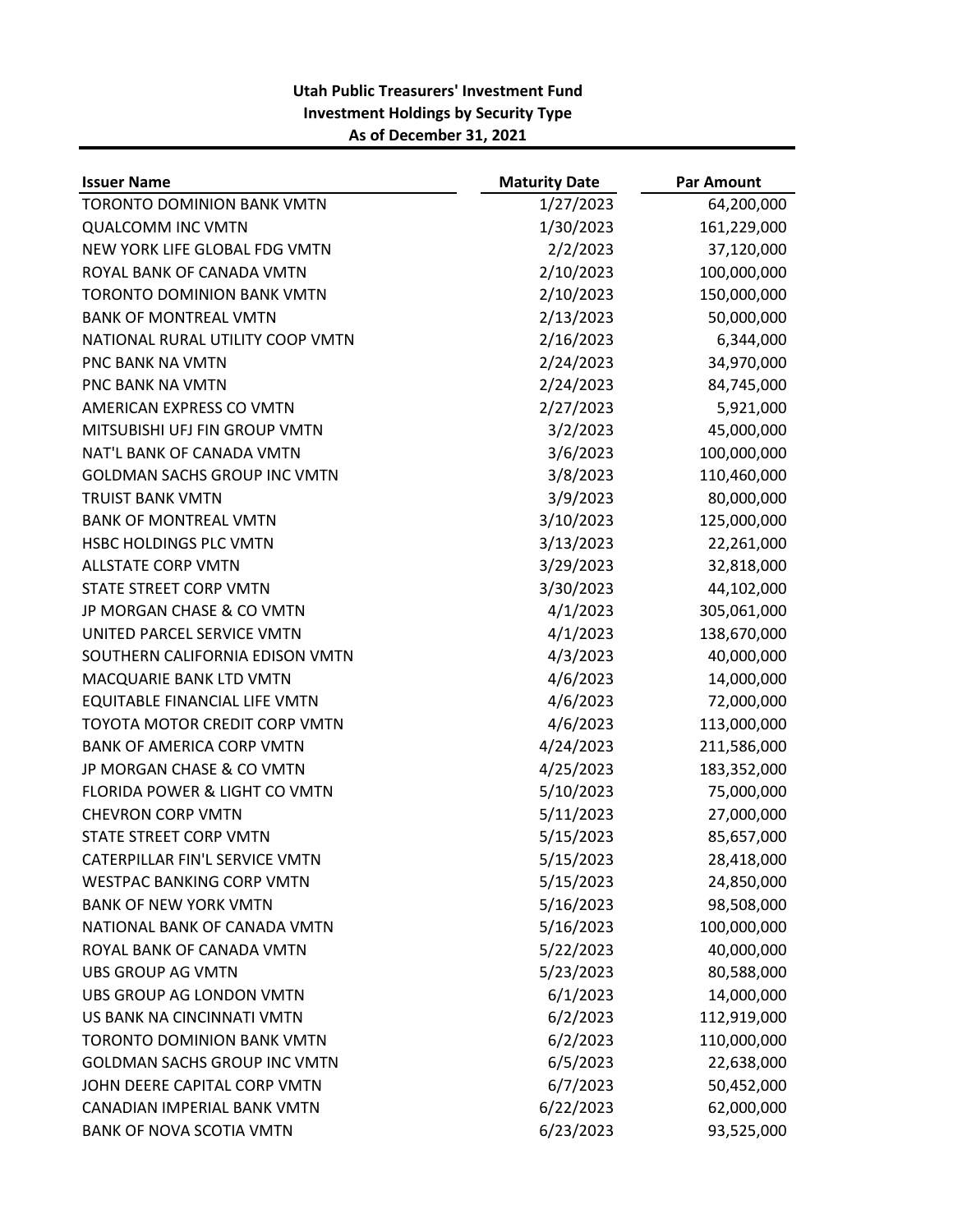**Utah Public Treasurers' Investment Fund**
**Investment Holdings by Security Type**
**As of December 31, 2021**

| Issuer Name | Maturity Date | Par Amount |
|---|---|---|
| TORONTO DOMINION BANK VMTN | 1/27/2023 | 64,200,000 |
| QUALCOMM INC VMTN | 1/30/2023 | 161,229,000 |
| NEW YORK LIFE GLOBAL FDG VMTN | 2/2/2023 | 37,120,000 |
| ROYAL BANK OF CANADA VMTN | 2/10/2023 | 100,000,000 |
| TORONTO DOMINION BANK VMTN | 2/10/2023 | 150,000,000 |
| BANK OF MONTREAL VMTN | 2/13/2023 | 50,000,000 |
| NATIONAL RURAL UTILITY COOP VMTN | 2/16/2023 | 6,344,000 |
| PNC BANK NA VMTN | 2/24/2023 | 34,970,000 |
| PNC BANK NA VMTN | 2/24/2023 | 84,745,000 |
| AMERICAN EXPRESS CO VMTN | 2/27/2023 | 5,921,000 |
| MITSUBISHI UFJ FIN GROUP VMTN | 3/2/2023 | 45,000,000 |
| NAT'L BANK OF CANADA VMTN | 3/6/2023 | 100,000,000 |
| GOLDMAN SACHS GROUP INC VMTN | 3/8/2023 | 110,460,000 |
| TRUIST BANK VMTN | 3/9/2023 | 80,000,000 |
| BANK OF MONTREAL VMTN | 3/10/2023 | 125,000,000 |
| HSBC HOLDINGS PLC VMTN | 3/13/2023 | 22,261,000 |
| ALLSTATE CORP VMTN | 3/29/2023 | 32,818,000 |
| STATE STREET CORP VMTN | 3/30/2023 | 44,102,000 |
| JP MORGAN CHASE & CO VMTN | 4/1/2023 | 305,061,000 |
| UNITED PARCEL SERVICE VMTN | 4/1/2023 | 138,670,000 |
| SOUTHERN CALIFORNIA EDISON VMTN | 4/3/2023 | 40,000,000 |
| MACQUARIE BANK LTD VMTN | 4/6/2023 | 14,000,000 |
| EQUITABLE FINANCIAL LIFE VMTN | 4/6/2023 | 72,000,000 |
| TOYOTA MOTOR CREDIT CORP VMTN | 4/6/2023 | 113,000,000 |
| BANK OF AMERICA CORP VMTN | 4/24/2023 | 211,586,000 |
| JP MORGAN CHASE & CO VMTN | 4/25/2023 | 183,352,000 |
| FLORIDA POWER & LIGHT CO VMTN | 5/10/2023 | 75,000,000 |
| CHEVRON CORP VMTN | 5/11/2023 | 27,000,000 |
| STATE STREET CORP VMTN | 5/15/2023 | 85,657,000 |
| CATERPILLAR FIN'L SERVICE VMTN | 5/15/2023 | 28,418,000 |
| WESTPAC BANKING CORP VMTN | 5/15/2023 | 24,850,000 |
| BANK OF NEW YORK VMTN | 5/16/2023 | 98,508,000 |
| NATIONAL BANK OF CANADA VMTN | 5/16/2023 | 100,000,000 |
| ROYAL BANK OF CANADA VMTN | 5/22/2023 | 40,000,000 |
| UBS GROUP AG VMTN | 5/23/2023 | 80,588,000 |
| UBS GROUP AG LONDON VMTN | 6/1/2023 | 14,000,000 |
| US BANK NA CINCINNATI VMTN | 6/2/2023 | 112,919,000 |
| TORONTO DOMINION BANK VMTN | 6/2/2023 | 110,000,000 |
| GOLDMAN SACHS GROUP INC VMTN | 6/5/2023 | 22,638,000 |
| JOHN DEERE CAPITAL CORP VMTN | 6/7/2023 | 50,452,000 |
| CANADIAN IMPERIAL BANK VMTN | 6/22/2023 | 62,000,000 |
| BANK OF NOVA SCOTIA VMTN | 6/23/2023 | 93,525,000 |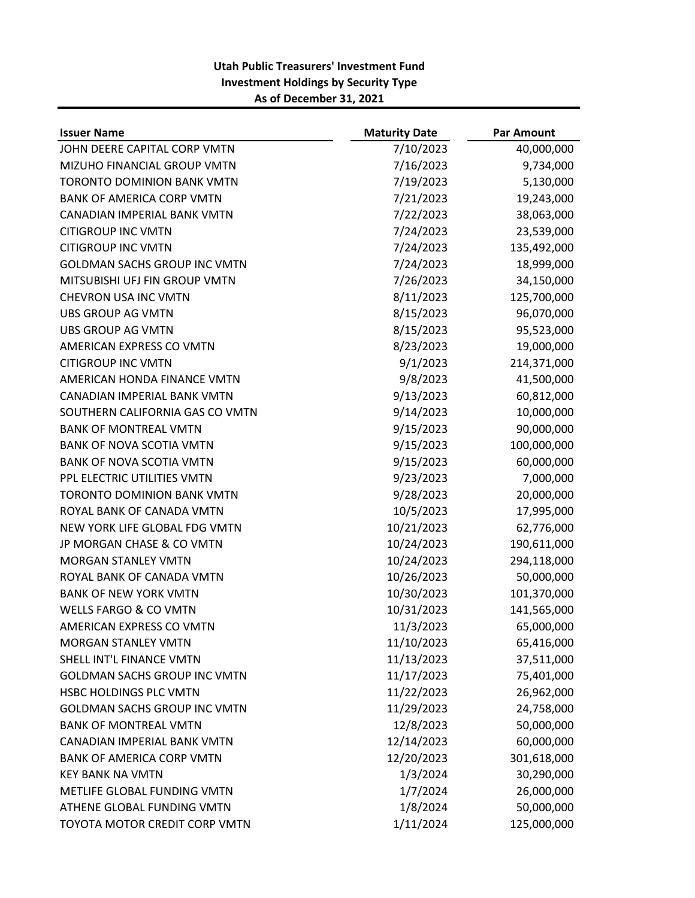**Utah Public Treasurers' Investment Fund**
**Investment Holdings by Security Type**
**As of December 31, 2021**

| Issuer Name | Maturity Date | Par Amount |
|---|---|---|
| JOHN DEERE CAPITAL CORP VMTN | 7/10/2023 | 40,000,000 |
| MIZUHO FINANCIAL GROUP VMTN | 7/16/2023 | 9,734,000 |
| TORONTO DOMINION BANK VMTN | 7/19/2023 | 5,130,000 |
| BANK OF AMERICA CORP VMTN | 7/21/2023 | 19,243,000 |
| CANADIAN IMPERIAL BANK VMTN | 7/22/2023 | 38,063,000 |
| CITIGROUP INC VMTN | 7/24/2023 | 23,539,000 |
| CITIGROUP INC VMTN | 7/24/2023 | 135,492,000 |
| GOLDMAN SACHS GROUP INC VMTN | 7/24/2023 | 18,999,000 |
| MITSUBISHI UFJ FIN GROUP VMTN | 7/26/2023 | 34,150,000 |
| CHEVRON USA INC VMTN | 8/11/2023 | 125,700,000 |
| UBS GROUP AG VMTN | 8/15/2023 | 96,070,000 |
| UBS GROUP AG VMTN | 8/15/2023 | 95,523,000 |
| AMERICAN EXPRESS CO VMTN | 8/23/2023 | 19,000,000 |
| CITIGROUP INC VMTN | 9/1/2023 | 214,371,000 |
| AMERICAN HONDA FINANCE VMTN | 9/8/2023 | 41,500,000 |
| CANADIAN IMPERIAL BANK VMTN | 9/13/2023 | 60,812,000 |
| SOUTHERN CALIFORNIA GAS CO VMTN | 9/14/2023 | 10,000,000 |
| BANK OF MONTREAL VMTN | 9/15/2023 | 90,000,000 |
| BANK OF NOVA SCOTIA VMTN | 9/15/2023 | 100,000,000 |
| BANK OF NOVA SCOTIA VMTN | 9/15/2023 | 60,000,000 |
| PPL ELECTRIC UTILITIES VMTN | 9/23/2023 | 7,000,000 |
| TORONTO DOMINION BANK VMTN | 9/28/2023 | 20,000,000 |
| ROYAL BANK OF CANADA VMTN | 10/5/2023 | 17,995,000 |
| NEW YORK LIFE GLOBAL FDG VMTN | 10/21/2023 | 62,776,000 |
| JP MORGAN CHASE & CO VMTN | 10/24/2023 | 190,611,000 |
| MORGAN STANLEY VMTN | 10/24/2023 | 294,118,000 |
| ROYAL BANK OF CANADA VMTN | 10/26/2023 | 50,000,000 |
| BANK OF NEW YORK VMTN | 10/30/2023 | 101,370,000 |
| WELLS FARGO & CO VMTN | 10/31/2023 | 141,565,000 |
| AMERICAN EXPRESS CO VMTN | 11/3/2023 | 65,000,000 |
| MORGAN STANLEY VMTN | 11/10/2023 | 65,416,000 |
| SHELL INT'L FINANCE VMTN | 11/13/2023 | 37,511,000 |
| GOLDMAN SACHS GROUP INC VMTN | 11/17/2023 | 75,401,000 |
| HSBC HOLDINGS PLC VMTN | 11/22/2023 | 26,962,000 |
| GOLDMAN SACHS GROUP INC VMTN | 11/29/2023 | 24,758,000 |
| BANK OF MONTREAL VMTN | 12/8/2023 | 50,000,000 |
| CANADIAN IMPERIAL BANK VMTN | 12/14/2023 | 60,000,000 |
| BANK OF AMERICA CORP VMTN | 12/20/2023 | 301,618,000 |
| KEY BANK NA VMTN | 1/3/2024 | 30,290,000 |
| METLIFE GLOBAL FUNDING VMTN | 1/7/2024 | 26,000,000 |
| ATHENE GLOBAL FUNDING VMTN | 1/8/2024 | 50,000,000 |
| TOYOTA MOTOR CREDIT CORP VMTN | 1/11/2024 | 125,000,000 |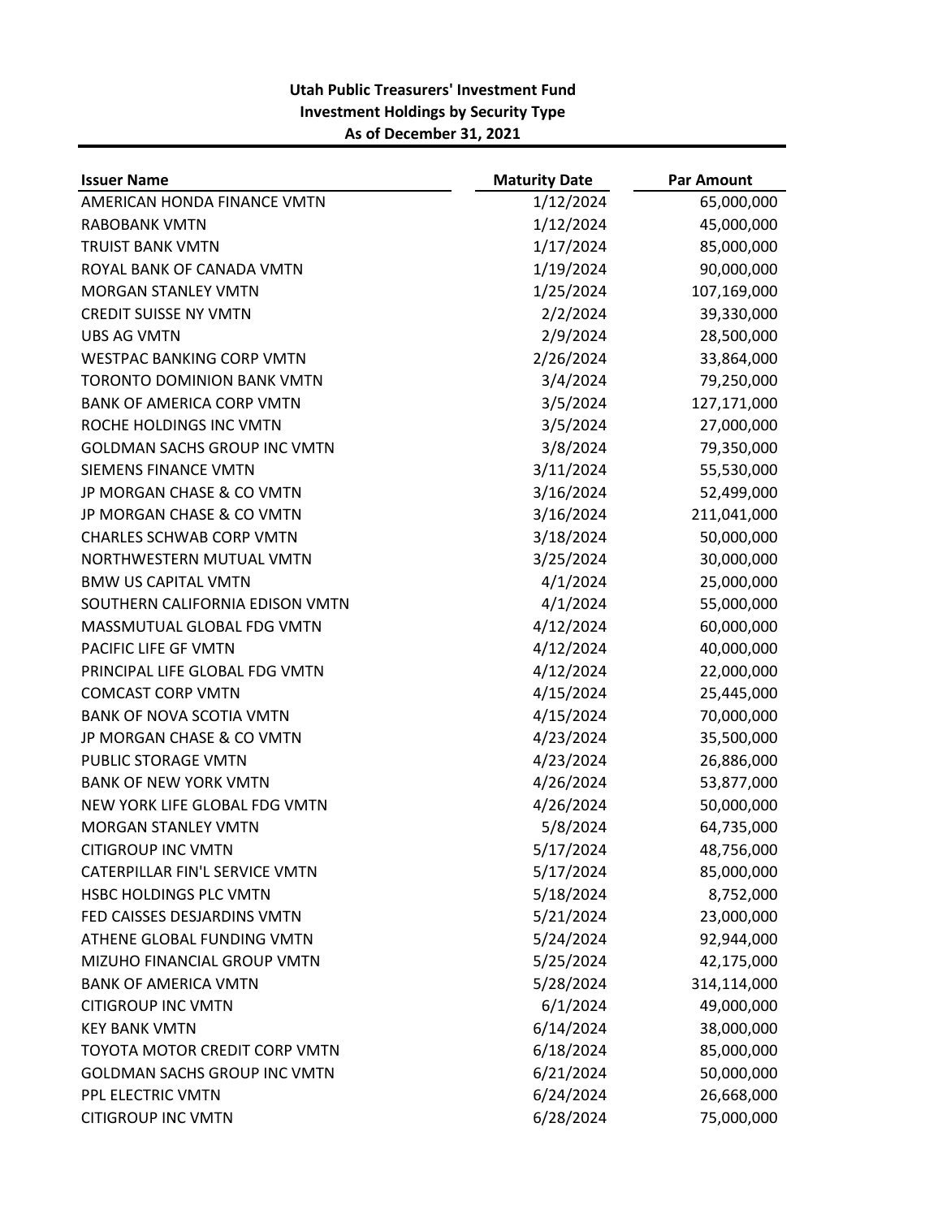**Utah Public Treasurers' Investment Fund**
**Investment Holdings by Security Type**
**As of December 31, 2021**

| Issuer Name | Maturity Date | Par Amount |
|---|---|---|
| AMERICAN HONDA FINANCE VMTN | 1/12/2024 | 65,000,000 |
| RABOBANK VMTN | 1/12/2024 | 45,000,000 |
| TRUIST BANK VMTN | 1/17/2024 | 85,000,000 |
| ROYAL BANK OF CANADA VMTN | 1/19/2024 | 90,000,000 |
| MORGAN STANLEY VMTN | 1/25/2024 | 107,169,000 |
| CREDIT SUISSE NY VMTN | 2/2/2024 | 39,330,000 |
| UBS AG VMTN | 2/9/2024 | 28,500,000 |
| WESTPAC BANKING CORP VMTN | 2/26/2024 | 33,864,000 |
| TORONTO DOMINION BANK VMTN | 3/4/2024 | 79,250,000 |
| BANK OF AMERICA CORP VMTN | 3/5/2024 | 127,171,000 |
| ROCHE HOLDINGS INC VMTN | 3/5/2024 | 27,000,000 |
| GOLDMAN SACHS GROUP INC VMTN | 3/8/2024 | 79,350,000 |
| SIEMENS FINANCE VMTN | 3/11/2024 | 55,530,000 |
| JP MORGAN CHASE & CO VMTN | 3/16/2024 | 52,499,000 |
| JP MORGAN CHASE & CO VMTN | 3/16/2024 | 211,041,000 |
| CHARLES SCHWAB CORP VMTN | 3/18/2024 | 50,000,000 |
| NORTHWESTERN MUTUAL VMTN | 3/25/2024 | 30,000,000 |
| BMW US CAPITAL VMTN | 4/1/2024 | 25,000,000 |
| SOUTHERN CALIFORNIA EDISON VMTN | 4/1/2024 | 55,000,000 |
| MASSMUTUAL GLOBAL FDG VMTN | 4/12/2024 | 60,000,000 |
| PACIFIC LIFE GF VMTN | 4/12/2024 | 40,000,000 |
| PRINCIPAL LIFE GLOBAL FDG VMTN | 4/12/2024 | 22,000,000 |
| COMCAST CORP VMTN | 4/15/2024 | 25,445,000 |
| BANK OF NOVA SCOTIA VMTN | 4/15/2024 | 70,000,000 |
| JP MORGAN CHASE & CO VMTN | 4/23/2024 | 35,500,000 |
| PUBLIC STORAGE VMTN | 4/23/2024 | 26,886,000 |
| BANK OF NEW YORK VMTN | 4/26/2024 | 53,877,000 |
| NEW YORK LIFE GLOBAL FDG VMTN | 4/26/2024 | 50,000,000 |
| MORGAN STANLEY VMTN | 5/8/2024 | 64,735,000 |
| CITIGROUP INC VMTN | 5/17/2024 | 48,756,000 |
| CATERPILLAR FIN'L SERVICE VMTN | 5/17/2024 | 85,000,000 |
| HSBC HOLDINGS PLC VMTN | 5/18/2024 | 8,752,000 |
| FED CAISSES DESJARDINS VMTN | 5/21/2024 | 23,000,000 |
| ATHENE GLOBAL FUNDING VMTN | 5/24/2024 | 92,944,000 |
| MIZUHO FINANCIAL GROUP VMTN | 5/25/2024 | 42,175,000 |
| BANK OF AMERICA VMTN | 5/28/2024 | 314,114,000 |
| CITIGROUP INC VMTN | 6/1/2024 | 49,000,000 |
| KEY BANK VMTN | 6/14/2024 | 38,000,000 |
| TOYOTA MOTOR CREDIT CORP VMTN | 6/18/2024 | 85,000,000 |
| GOLDMAN SACHS GROUP INC VMTN | 6/21/2024 | 50,000,000 |
| PPL ELECTRIC VMTN | 6/24/2024 | 26,668,000 |
| CITIGROUP INC VMTN | 6/28/2024 | 75,000,000 |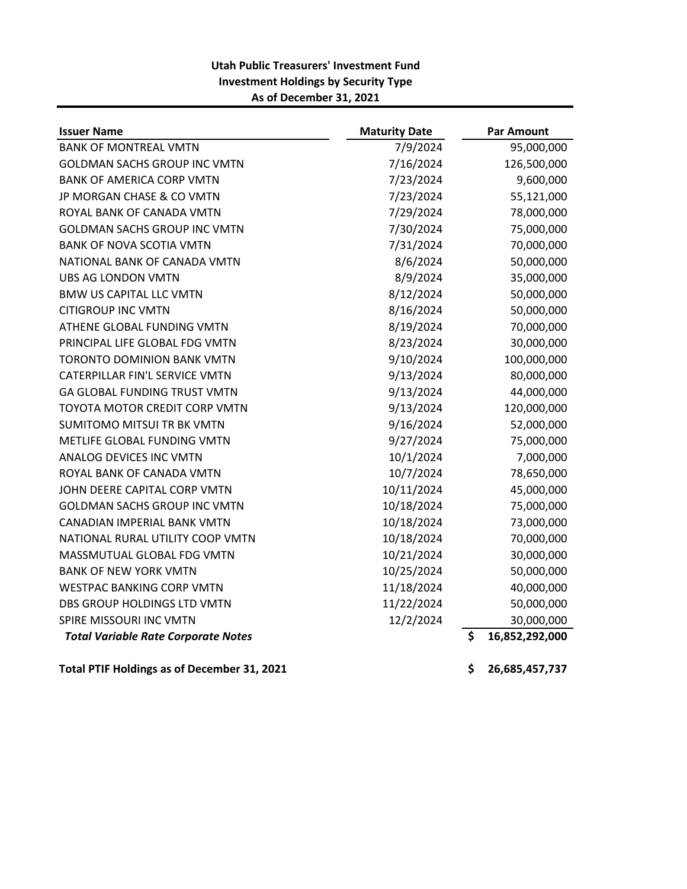**Utah Public Treasurers' Investment Fund**
**Investment Holdings by Security Type**
**As of December 31, 2021**

| Issuer Name | Maturity Date | Par Amount |
|---|---|---|
| BANK OF MONTREAL VMTN | 7/9/2024 | 95,000,000 |
| GOLDMAN SACHS GROUP INC VMTN | 7/16/2024 | 126,500,000 |
| BANK OF AMERICA CORP VMTN | 7/23/2024 | 9,600,000 |
| JP MORGAN CHASE & CO VMTN | 7/23/2024 | 55,121,000 |
| ROYAL BANK OF CANADA VMTN | 7/29/2024 | 78,000,000 |
| GOLDMAN SACHS GROUP INC VMTN | 7/30/2024 | 75,000,000 |
| BANK OF NOVA SCOTIA VMTN | 7/31/2024 | 70,000,000 |
| NATIONAL BANK OF CANADA VMTN | 8/6/2024 | 50,000,000 |
| UBS AG LONDON VMTN | 8/9/2024 | 35,000,000 |
| BMW US CAPITAL LLC VMTN | 8/12/2024 | 50,000,000 |
| CITIGROUP INC VMTN | 8/16/2024 | 50,000,000 |
| ATHENE GLOBAL FUNDING VMTN | 8/19/2024 | 70,000,000 |
| PRINCIPAL LIFE GLOBAL FDG VMTN | 8/23/2024 | 30,000,000 |
| TORONTO DOMINION BANK VMTN | 9/10/2024 | 100,000,000 |
| CATERPILLAR FIN'L SERVICE VMTN | 9/13/2024 | 80,000,000 |
| GA GLOBAL FUNDING TRUST VMTN | 9/13/2024 | 44,000,000 |
| TOYOTA MOTOR CREDIT CORP VMTN | 9/13/2024 | 120,000,000 |
| SUMITOMO MITSUI TR BK VMTN | 9/16/2024 | 52,000,000 |
| METLIFE GLOBAL FUNDING VMTN | 9/27/2024 | 75,000,000 |
| ANALOG DEVICES INC VMTN | 10/1/2024 | 7,000,000 |
| ROYAL BANK OF CANADA VMTN | 10/7/2024 | 78,650,000 |
| JOHN DEERE CAPITAL CORP VMTN | 10/11/2024 | 45,000,000 |
| GOLDMAN SACHS GROUP INC VMTN | 10/18/2024 | 75,000,000 |
| CANADIAN IMPERIAL BANK VMTN | 10/18/2024 | 73,000,000 |
| NATIONAL RURAL UTILITY COOP VMTN | 10/18/2024 | 70,000,000 |
| MASSMUTUAL GLOBAL FDG VMTN | 10/21/2024 | 30,000,000 |
| BANK OF NEW YORK VMTN | 10/25/2024 | 50,000,000 |
| WESTPAC BANKING CORP VMTN | 11/18/2024 | 40,000,000 |
| DBS GROUP HOLDINGS LTD VMTN | 11/22/2024 | 50,000,000 |
| SPIRE MISSOURI INC VMTN | 12/2/2024 | 30,000,000 |
| ***Total Variable Rate Corporate Notes*** | | **$ 16,852,292,000** |
| | | |
| **Total PTIF Holdings as of December 31, 2021** | | **$ 26,685,457,737** |